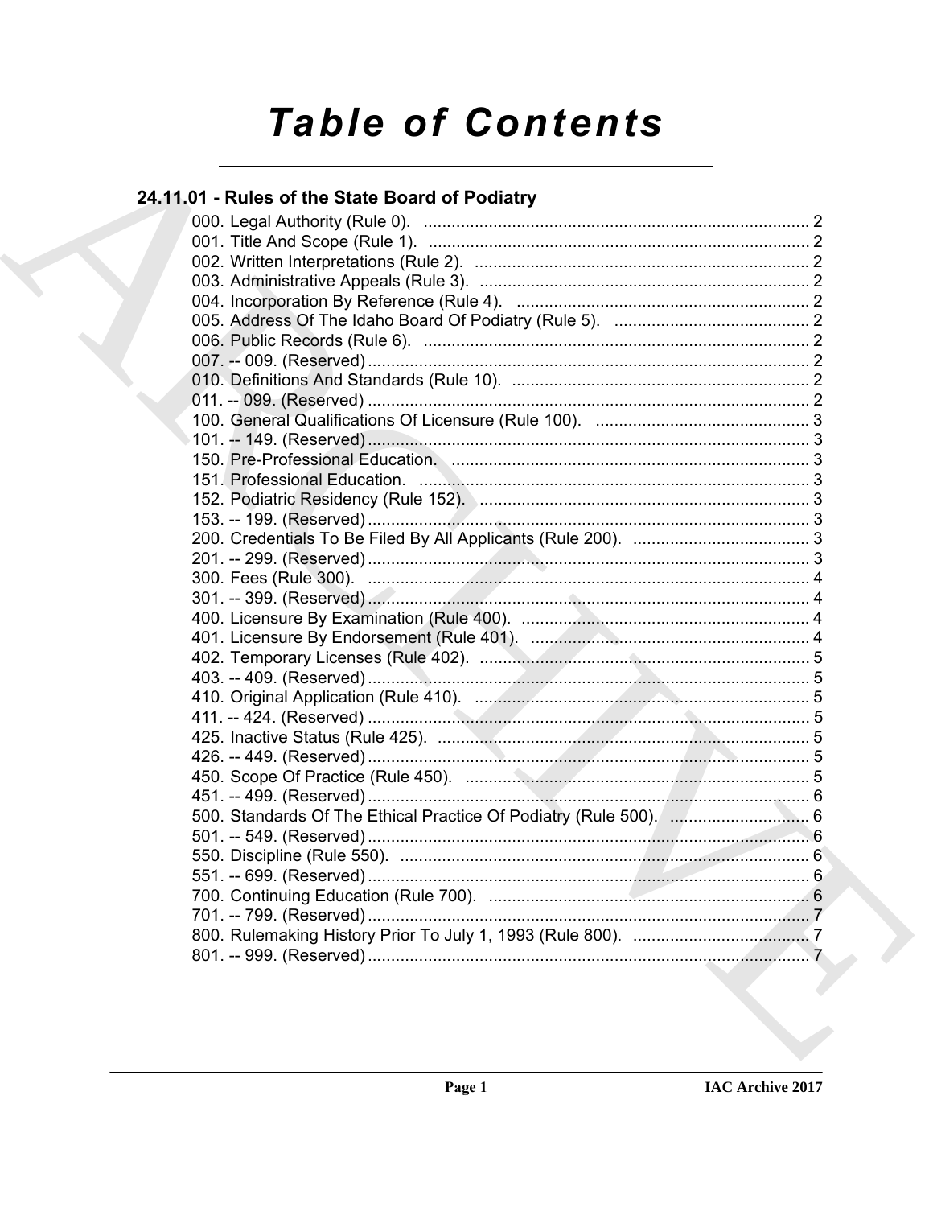# Table of Contents

## 24.11.01 - Rules of the State Board of Podiatry

000. Legal Authority (Rule 0). ..... 2
001. Title And Scope (Rule 1). ..... 2
002. Written Interpretations (Rule 2). ..... 2
003. Administrative Appeals (Rule 3). ..... 2
004. Incorporation By Reference (Rule 4). ..... 2
005. Address Of The Idaho Board Of Podiatry (Rule 5). ..... 2
006. Public Records (Rule 6). ..... 2
007. -- 009. (Reserved) ..... 2
010. Definitions And Standards (Rule 10). ..... 2
011. -- 099. (Reserved) ..... 2
100. General Qualifications Of Licensure (Rule 100). ..... 3
101. -- 149. (Reserved) ..... 3
150. Pre-Professional Education. ..... 3
151. Professional Education. ..... 3
152. Podiatric Residency (Rule 152). ..... 3
153. -- 199. (Reserved) ..... 3
200. Credentials To Be Filed By All Applicants (Rule 200). ..... 3
201. -- 299. (Reserved) ..... 3
300. Fees (Rule 300). ..... 4
301. -- 399. (Reserved) ..... 4
400. Licensure By Examination (Rule 400). ..... 4
401. Licensure By Endorsement (Rule 401). ..... 4
402. Temporary Licenses (Rule 402). ..... 5
403. -- 409. (Reserved) ..... 5
410. Original Application (Rule 410). ..... 5
411. -- 424. (Reserved) ..... 5
425. Inactive Status (Rule 425). ..... 5
426. -- 449. (Reserved) ..... 5
450. Scope Of Practice (Rule 450). ..... 5
451. -- 499. (Reserved) ..... 6
500. Standards Of The Ethical Practice Of Podiatry (Rule 500). ..... 6
501. -- 549. (Reserved) ..... 6
550. Discipline (Rule 550). ..... 6
551. -- 699. (Reserved) ..... 6
700. Continuing Education (Rule 700). ..... 6
701. -- 799. (Reserved) ..... 7
800. Rulemaking History Prior To July 1, 1993 (Rule 800). ..... 7
801. -- 999. (Reserved) ..... 7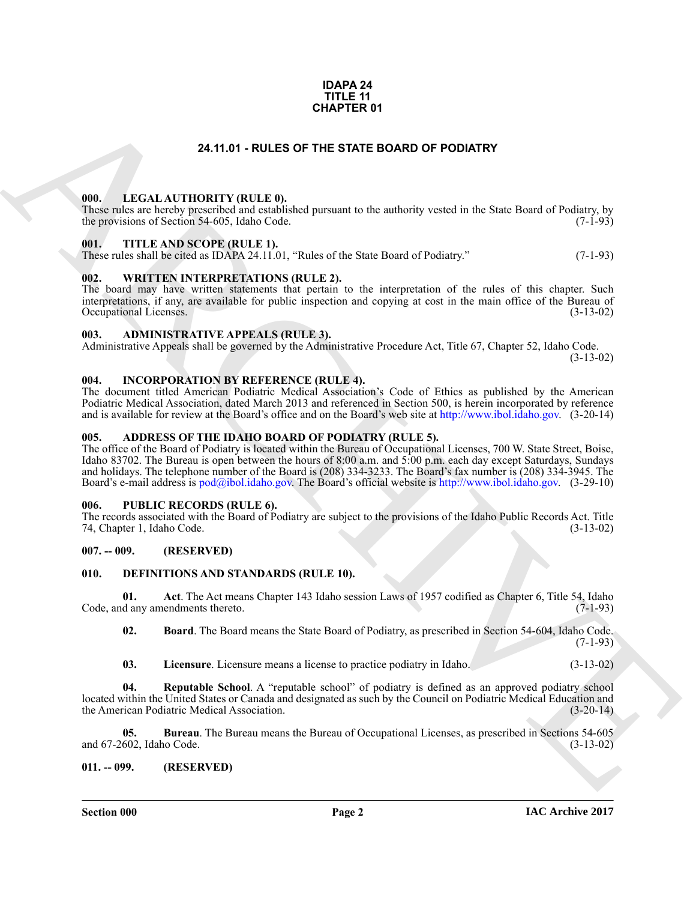**IDAPA 24**
**TITLE 11**
**CHAPTER 01**

# 24.11.01 - RULES OF THE STATE BOARD OF PODIATRY

### 000. LEGAL AUTHORITY (RULE 0).

These rules are hereby prescribed and established pursuant to the authority vested in the State Board of Podiatry, by the provisions of Section 54-605, Idaho Code. (7-1-93)

### 001. TITLE AND SCOPE (RULE 1).

These rules shall be cited as IDAPA 24.11.01, "Rules of the State Board of Podiatry." (7-1-93)

### 002. WRITTEN INTERPRETATIONS (RULE 2).

The board may have written statements that pertain to the interpretation of the rules of this chapter. Such interpretations, if any, are available for public inspection and copying at cost in the main office of the Bureau of Occupational Licenses. (3-13-02)

### 003. ADMINISTRATIVE APPEALS (RULE 3).

Administrative Appeals shall be governed by the Administrative Procedure Act, Title 67, Chapter 52, Idaho Code. (3-13-02)

### 004. INCORPORATION BY REFERENCE (RULE 4).

The document titled American Podiatric Medical Association's Code of Ethics as published by the American Podiatric Medical Association, dated March 2013 and referenced in Section 500, is herein incorporated by reference and is available for review at the Board's office and on the Board's web site at http://www.ibol.idaho.gov. (3-20-14)

### 005. ADDRESS OF THE IDAHO BOARD OF PODIATRY (RULE 5).

The office of the Board of Podiatry is located within the Bureau of Occupational Licenses, 700 W. State Street, Boise, Idaho 83702. The Bureau is open between the hours of 8:00 a.m. and 5:00 p.m. each day except Saturdays, Sundays and holidays. The telephone number of the Board is (208) 334-3233. The Board's fax number is (208) 334-3945. The Board's e-mail address is pod@ibol.idaho.gov. The Board's official website is http://www.ibol.idaho.gov. (3-29-10)

### 006. PUBLIC RECORDS (RULE 6).

The records associated with the Board of Podiatry are subject to the provisions of the Idaho Public Records Act. Title 74, Chapter 1, Idaho Code. (3-13-02)

### 007. -- 009. (RESERVED)

### 010. DEFINITIONS AND STANDARDS (RULE 10).

**01. Act**. The Act means Chapter 143 Idaho session Laws of 1957 codified as Chapter 6, Title 54, Idaho Code, and any amendments thereto. (7-1-93)

**02. Board**. The Board means the State Board of Podiatry, as prescribed in Section 54-604, Idaho Code. (7-1-93)

**03. Licensure**. Licensure means a license to practice podiatry in Idaho. (3-13-02)

**04. Reputable School**. A "reputable school" of podiatry is defined as an approved podiatry school located within the United States or Canada and designated as such by the Council on Podiatric Medical Education and the American Podiatric Medical Association. (3-20-14)

**05. Bureau**. The Bureau means the Bureau of Occupational Licenses, as prescribed in Sections 54-605 and 67-2602, Idaho Code. (3-13-02)

### 011. -- 099. (RESERVED)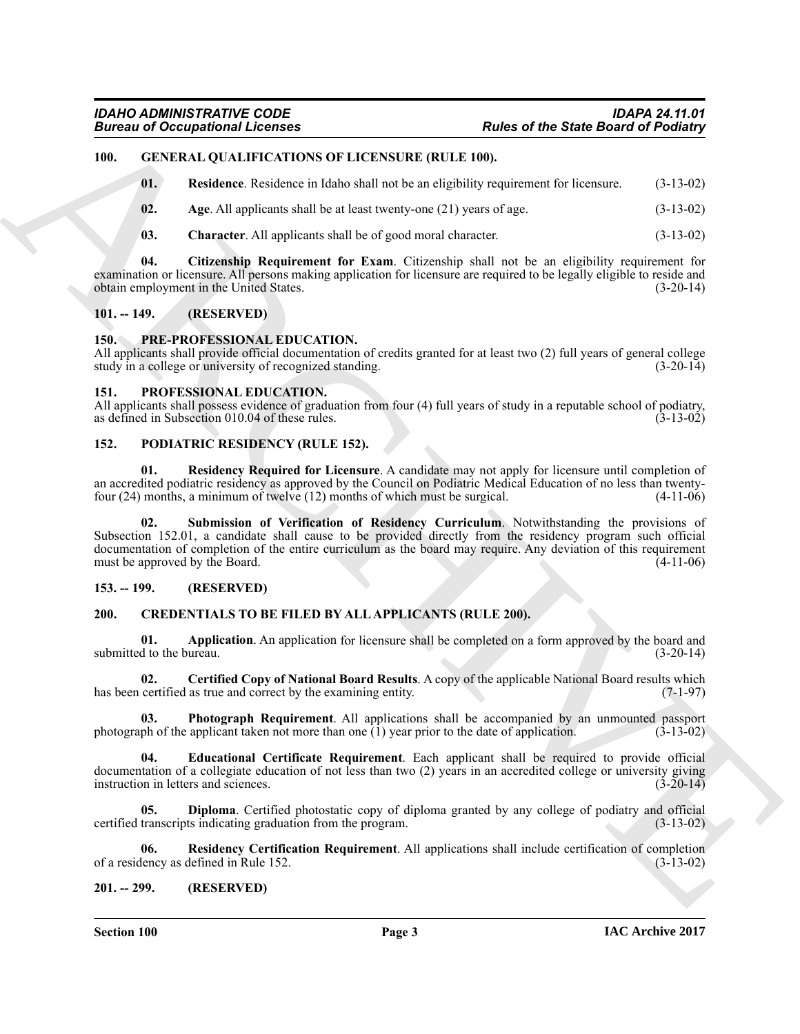## 100. GENERAL QUALIFICATIONS OF LICENSURE (RULE 100).

**01. Residence**. Residence in Idaho shall not be an eligibility requirement for licensure. (3-13-02)

**02. Age**. All applicants shall be at least twenty-one (21) years of age. (3-13-02)

**03. Character**. All applicants shall be of good moral character. (3-13-02)

**04. Citizenship Requirement for Exam**. Citizenship shall not be an eligibility requirement for examination or licensure. All persons making application for licensure are required to be legally eligible to reside and obtain employment in the United States. (3-20-14)

## 101. -- 149. (RESERVED)

## 150. PRE-PROFESSIONAL EDUCATION.

All applicants shall provide official documentation of credits granted for at least two (2) full years of general college study in a college or university of recognized standing. (3-20-14)

## 151. PROFESSIONAL EDUCATION.

All applicants shall possess evidence of graduation from four (4) full years of study in a reputable school of podiatry, as defined in Subsection 010.04 of these rules. (3-13-02)

## 152. PODIATRIC RESIDENCY (RULE 152).

**01. Residency Required for Licensure**. A candidate may not apply for licensure until completion of an accredited podiatric residency as approved by the Council on Podiatric Medical Education of no less than twenty-four (24) months, a minimum of twelve (12) months of which must be surgical. (4-11-06)

**02. Submission of Verification of Residency Curriculum**. Notwithstanding the provisions of Subsection 152.01, a candidate shall cause to be provided directly from the residency program such official documentation of completion of the entire curriculum as the board may require. Any deviation of this requirement must be approved by the Board. (4-11-06)

## 153. -- 199. (RESERVED)

## 200. CREDENTIALS TO BE FILED BY ALL APPLICANTS (RULE 200).

**01. Application**. An application for licensure shall be completed on a form approved by the board and submitted to the bureau. (3-20-14)

**02. Certified Copy of National Board Results**. A copy of the applicable National Board results which has been certified as true and correct by the examining entity. (7-1-97)

**03. Photograph Requirement**. All applications shall be accompanied by an unmounted passport photograph of the applicant taken not more than one (1) year prior to the date of application. (3-13-02)

**04. Educational Certificate Requirement**. Each applicant shall be required to provide official documentation of a collegiate education of not less than two (2) years in an accredited college or university giving instruction in letters and sciences. (3-20-14)

**05. Diploma**. Certified photostatic copy of diploma granted by any college of podiatry and official certified transcripts indicating graduation from the program. (3-13-02)

**06. Residency Certification Requirement**. All applications shall include certification of completion of a residency as defined in Rule 152. (3-13-02)

## 201. -- 299. (RESERVED)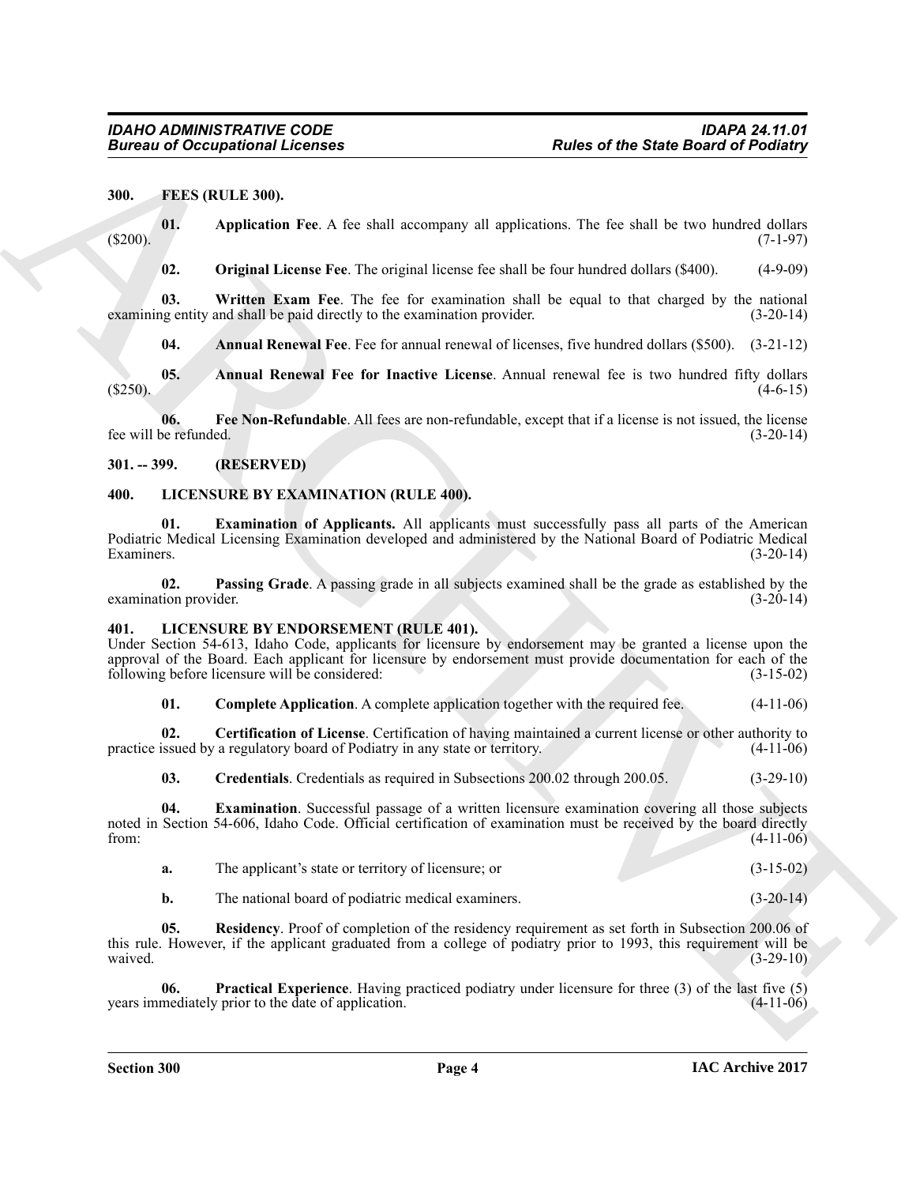## 300. FEES (RULE 300).

**01. Application Fee**. A fee shall accompany all applications. The fee shall be two hundred dollars ($200). (7-1-97)

**02. Original License Fee**. The original license fee shall be four hundred dollars ($400). (4-9-09)

**03. Written Exam Fee**. The fee for examination shall be equal to that charged by the national examining entity and shall be paid directly to the examination provider. (3-20-14)

**04. Annual Renewal Fee**. Fee for annual renewal of licenses, five hundred dollars ($500). (3-21-12)

**05. Annual Renewal Fee for Inactive License**. Annual renewal fee is two hundred fifty dollars ($250). (4-6-15)

**06. Fee Non-Refundable**. All fees are non-refundable, except that if a license is not issued, the license fee will be refunded. (3-20-14)

## 301. -- 399. (RESERVED)

## 400. LICENSURE BY EXAMINATION (RULE 400).

**01. Examination of Applicants.** All applicants must successfully pass all parts of the American Podiatric Medical Licensing Examination developed and administered by the National Board of Podiatric Medical Examiners. (3-20-14)

**02. Passing Grade**. A passing grade in all subjects examined shall be the grade as established by the examination provider. (3-20-14)

## 401. LICENSURE BY ENDORSEMENT (RULE 401).

Under Section 54-613, Idaho Code, applicants for licensure by endorsement may be granted a license upon the approval of the Board. Each applicant for licensure by endorsement must provide documentation for each of the following before licensure will be considered: (3-15-02)

**01. Complete Application**. A complete application together with the required fee. (4-11-06)

**02. Certification of License**. Certification of having maintained a current license or other authority to practice issued by a regulatory board of Podiatry in any state or territory. (4-11-06)

**03. Credentials**. Credentials as required in Subsections 200.02 through 200.05. (3-29-10)

**04. Examination**. Successful passage of a written licensure examination covering all those subjects noted in Section 54-606, Idaho Code. Official certification of examination must be received by the board directly from: (4-11-06)

**a.** The applicant's state or territory of licensure; or (3-15-02)

**b.** The national board of podiatric medical examiners. (3-20-14)

**05. Residency**. Proof of completion of the residency requirement as set forth in Subsection 200.06 of this rule. However, if the applicant graduated from a college of podiatry prior to 1993, this requirement will be waived. (3-29-10)

**06. Practical Experience**. Having practiced podiatry under licensure for three (3) of the last five (5) years immediately prior to the date of application. (4-11-06)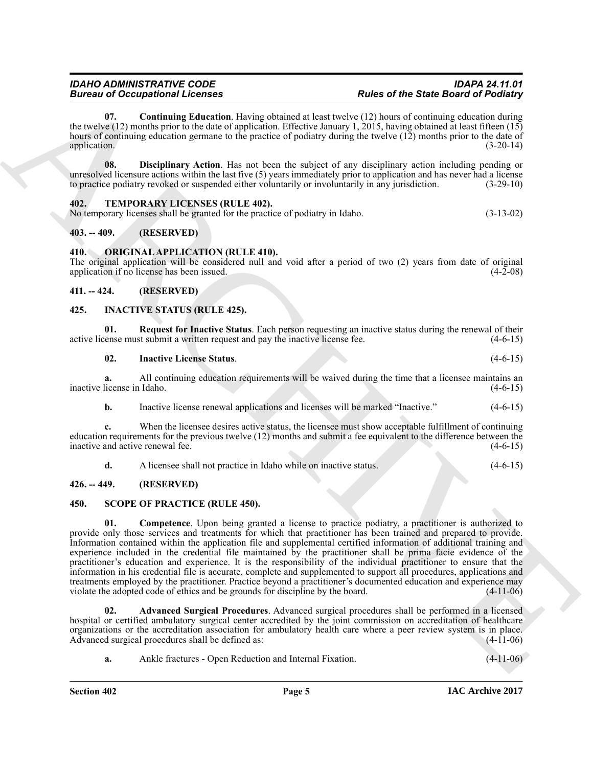**07. Continuing Education**. Having obtained at least twelve (12) hours of continuing education during the twelve (12) months prior to the date of application. Effective January 1, 2015, having obtained at least fifteen (15) hours of continuing education germane to the practice of podiatry during the twelve (12) months prior to the date of application. (3-20-14)

**08. Disciplinary Action**. Has not been the subject of any disciplinary action including pending or unresolved licensure actions within the last five (5) years immediately prior to application and has never had a license to practice podiatry revoked or suspended either voluntarily or involuntarily in any jurisdiction. (3-29-10)

## 402. TEMPORARY LICENSES (RULE 402).

No temporary licenses shall be granted for the practice of podiatry in Idaho. (3-13-02)

## 403. -- 409. (RESERVED)

## 410. ORIGINAL APPLICATION (RULE 410).

The original application will be considered null and void after a period of two (2) years from date of original application if no license has been issued. (4-2-08)

## 411. -- 424. (RESERVED)

## 425. INACTIVE STATUS (RULE 425).

**01. Request for Inactive Status**. Each person requesting an inactive status during the renewal of their active license must submit a written request and pay the inactive license fee. (4-6-15)

**02. Inactive License Status**. (4-6-15)

**a.** All continuing education requirements will be waived during the time that a licensee maintains an inactive license in Idaho. (4-6-15)

**b.** Inactive license renewal applications and licenses will be marked "Inactive." (4-6-15)

**c.** When the licensee desires active status, the licensee must show acceptable fulfillment of continuing education requirements for the previous twelve (12) months and submit a fee equivalent to the difference between the inactive and active renewal fee. (4-6-15)

**d.** A licensee shall not practice in Idaho while on inactive status. (4-6-15)

## 426. -- 449. (RESERVED)

## 450. SCOPE OF PRACTICE (RULE 450).

**01. Competence**. Upon being granted a license to practice podiatry, a practitioner is authorized to provide only those services and treatments for which that practitioner has been trained and prepared to provide. Information contained within the application file and supplemental certified information of additional training and experience included in the credential file maintained by the practitioner shall be prima facie evidence of the practitioner's education and experience. It is the responsibility of the individual practitioner to ensure that the information in his credential file is accurate, complete and supplemented to support all procedures, applications and treatments employed by the practitioner. Practice beyond a practitioner's documented education and experience may violate the adopted code of ethics and be grounds for discipline by the board. (4-11-06)

**02. Advanced Surgical Procedures**. Advanced surgical procedures shall be performed in a licensed hospital or certified ambulatory surgical center accredited by the joint commission on accreditation of healthcare organizations or the accreditation association for ambulatory health care where a peer review system is in place. Advanced surgical procedures shall be defined as: (4-11-06)

**a.** Ankle fractures - Open Reduction and Internal Fixation. (4-11-06)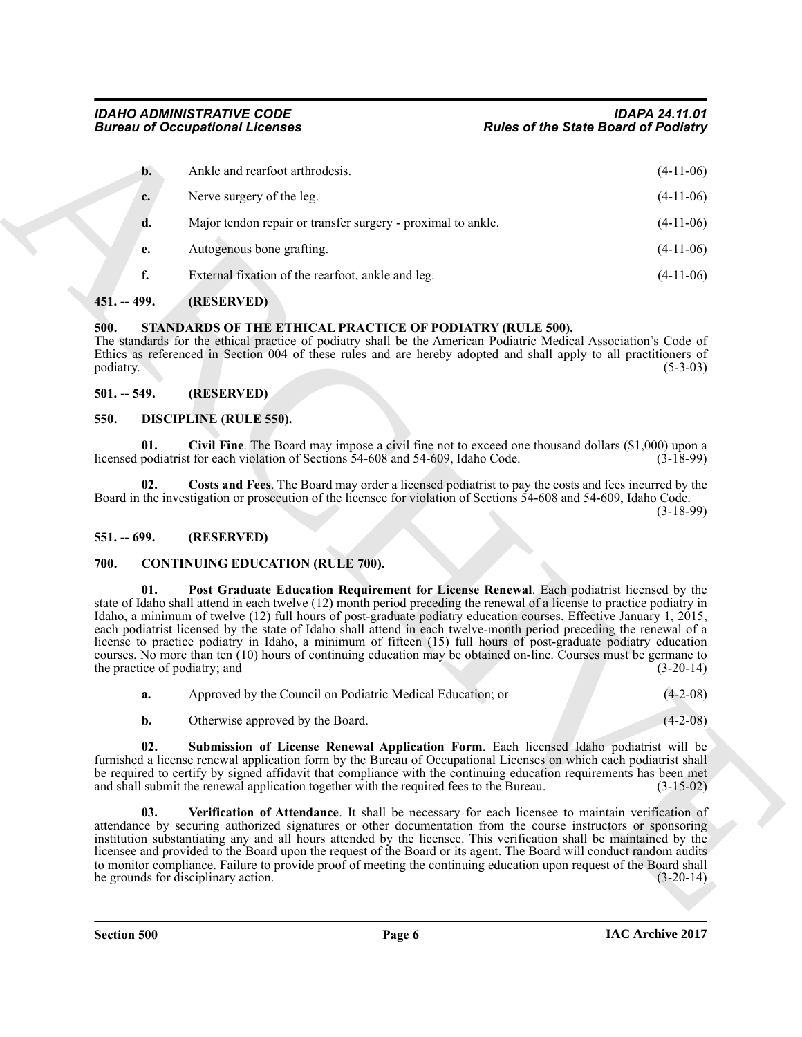**b.** Ankle and rearfoot arthrodesis. (4-11-06)

**c.** Nerve surgery of the leg. (4-11-06)

**d.** Major tendon repair or transfer surgery - proximal to ankle. (4-11-06)

**e.** Autogenous bone grafting. (4-11-06)

**f.** External fixation of the rearfoot, ankle and leg. (4-11-06)

## 451. -- 499. (RESERVED)

## 500. STANDARDS OF THE ETHICAL PRACTICE OF PODIATRY (RULE 500).

The standards for the ethical practice of podiatry shall be the American Podiatric Medical Association's Code of Ethics as referenced in Section 004 of these rules and are hereby adopted and shall apply to all practitioners of podiatry. (5-3-03)

## 501. -- 549. (RESERVED)

## 550. DISCIPLINE (RULE 550).

**01. Civil Fine**. The Board may impose a civil fine not to exceed one thousand dollars ($1,000) upon a licensed podiatrist for each violation of Sections 54-608 and 54-609, Idaho Code. (3-18-99)

**02. Costs and Fees**. The Board may order a licensed podiatrist to pay the costs and fees incurred by the Board in the investigation or prosecution of the licensee for violation of Sections 54-608 and 54-609, Idaho Code. (3-18-99)

## 551. -- 699. (RESERVED)

## 700. CONTINUING EDUCATION (RULE 700).

**01. Post Graduate Education Requirement for License Renewal**. Each podiatrist licensed by the state of Idaho shall attend in each twelve (12) month period preceding the renewal of a license to practice podiatry in Idaho, a minimum of twelve (12) full hours of post-graduate podiatry education courses. Effective January 1, 2015, each podiatrist licensed by the state of Idaho shall attend in each twelve-month period preceding the renewal of a license to practice podiatry in Idaho, a minimum of fifteen (15) full hours of post-graduate podiatry education courses. No more than ten (10) hours of continuing education may be obtained on-line. Courses must be germane to the practice of podiatry; and (3-20-14)

**a.** Approved by the Council on Podiatric Medical Education; or (4-2-08)

**b.** Otherwise approved by the Board. (4-2-08)

**02. Submission of License Renewal Application Form**. Each licensed Idaho podiatrist will be furnished a license renewal application form by the Bureau of Occupational Licenses on which each podiatrist shall be required to certify by signed affidavit that compliance with the continuing education requirements has been met and shall submit the renewal application together with the required fees to the Bureau. (3-15-02)

**03. Verification of Attendance**. It shall be necessary for each licensee to maintain verification of attendance by securing authorized signatures or other documentation from the course instructors or sponsoring institution substantiating any and all hours attended by the licensee. This verification shall be maintained by the licensee and provided to the Board upon the request of the Board or its agent. The Board will conduct random audits to monitor compliance. Failure to provide proof of meeting the continuing education upon request of the Board shall be grounds for disciplinary action. (3-20-14)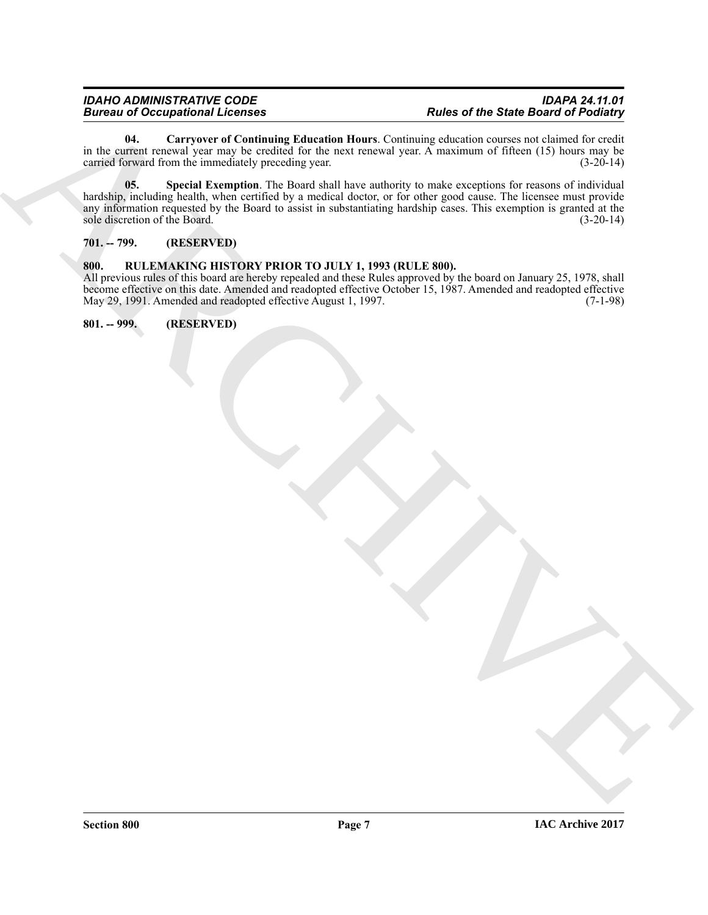**04. Carryover of Continuing Education Hours**. Continuing education courses not claimed for credit in the current renewal year may be credited for the next renewal year. A maximum of fifteen (15) hours may be carried forward from the immediately preceding year. (3-20-14)

**05. Special Exemption**. The Board shall have authority to make exceptions for reasons of individual hardship, including health, when certified by a medical doctor, or for other good cause. The licensee must provide any information requested by the Board to assist in substantiating hardship cases. This exemption is granted at the sole discretion of the Board. (3-20-14)

## 701. -- 799. (RESERVED)

## 800. RULEMAKING HISTORY PRIOR TO JULY 1, 1993 (RULE 800).

All previous rules of this board are hereby repealed and these Rules approved by the board on January 25, 1978, shall become effective on this date. Amended and readopted effective October 15, 1987. Amended and readopted effective May 29, 1991. Amended and readopted effective August 1, 1997. (7-1-98)

## 801. -- 999. (RESERVED)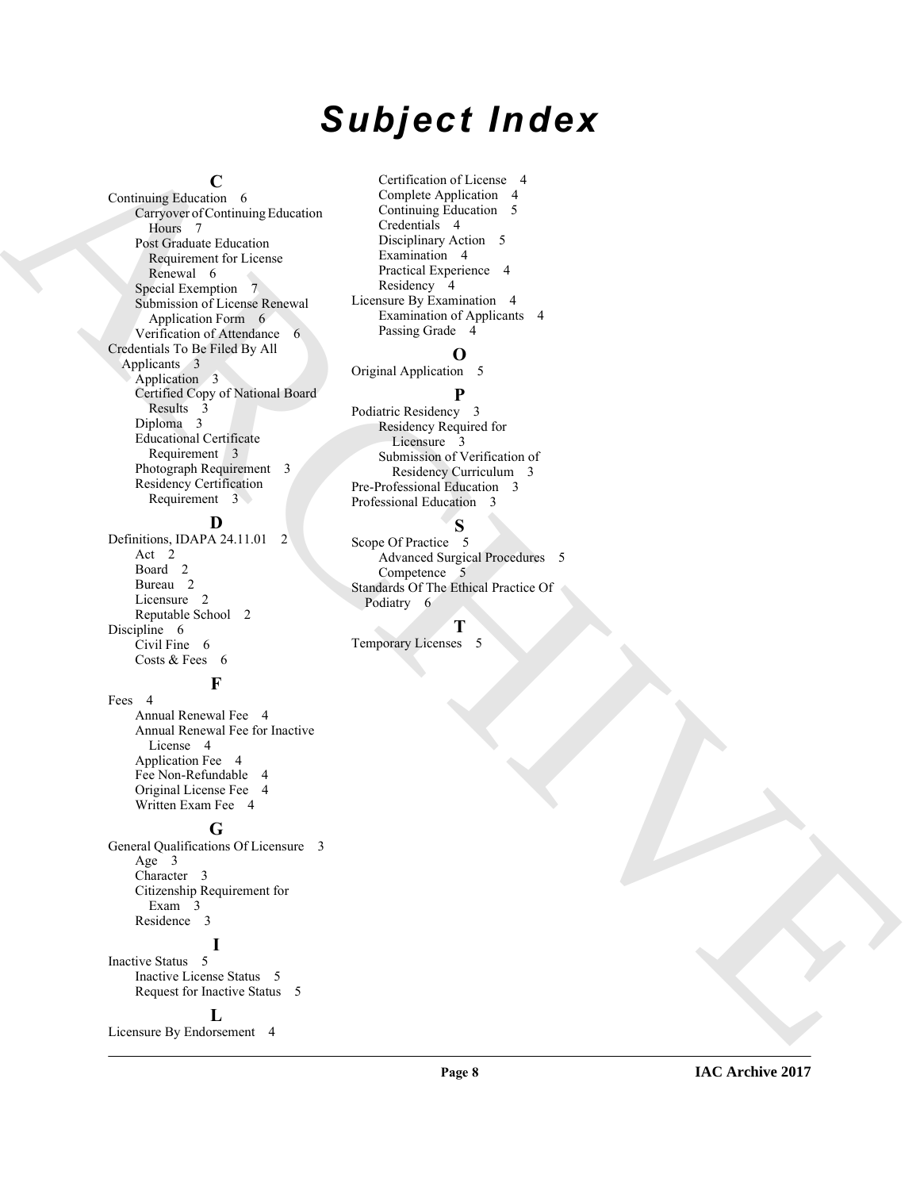# Subject Index

**C**

Continuing Education 6
- Carryover of Continuing Education Hours 7
- Post Graduate Education Requirement for License Renewal 6
- Special Exemption 7
- Submission of License Renewal Application Form 6
- Verification of Attendance 6

Credentials To Be Filed By All Applicants 3
- Application 3
- Certified Copy of National Board Results 3
- Diploma 3
- Educational Certificate Requirement 3
- Photograph Requirement 3
- Residency Certification Requirement 3

**D**

Definitions, IDAPA 24.11.01 2
- Act 2
- Board 2
- Bureau 2
- Licensure 2
- Reputable School 2

Discipline 6
- Civil Fine 6
- Costs & Fees 6

**F**

Fees 4
- Annual Renewal Fee 4
- Annual Renewal Fee for Inactive License 4
- Application Fee 4
- Fee Non-Refundable 4
- Original License Fee 4
- Written Exam Fee 4

**G**

General Qualifications Of Licensure 3
- Age 3
- Character 3
- Citizenship Requirement for Exam 3
- Residence 3

**I**

Inactive Status 5
- Inactive License Status 5
- Request for Inactive Status 5

**L**

Licensure By Endorsement 4
- Certification of License 4
- Complete Application 4
- Continuing Education 5
- Credentials 4
- Disciplinary Action 5
- Examination 4
- Practical Experience 4
- Residency 4

Licensure By Examination 4
- Examination of Applicants 4
- Passing Grade 4

**O**

Original Application 5

**P**

Podiatric Residency 3
- Residency Required for Licensure 3
- Submission of Verification of Residency Curriculum 3

Pre-Professional Education 3

Professional Education 3

**S**

Scope Of Practice 5
- Advanced Surgical Procedures 5
- Competence 5

Standards Of The Ethical Practice Of Podiatry 6

**T**

Temporary Licenses 5